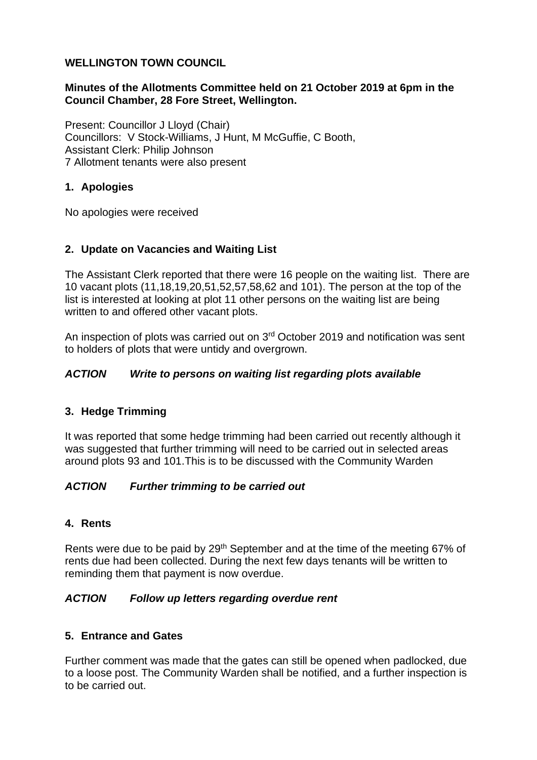**WELLINGTON TOWN COUNCIL**

**Minutes of the Allotments Committee held on 21 October 2019 at 6pm in the Council Chamber, 28 Fore Street, Wellington.**

Present: Councillor J Lloyd (Chair)
Councillors: V Stock-Williams, J Hunt, M McGuffie, C Booth,
Assistant Clerk: Philip Johnson
7 Allotment tenants were also present

## 1. Apologies

No apologies were received

## 2. Update on Vacancies and Waiting List

The Assistant Clerk reported that there were 16 people on the waiting list. There are 10 vacant plots (11,18,19,20,51,52,57,58,62 and 101). The person at the top of the list is interested at looking at plot 11 other persons on the waiting list are being written to and offered other vacant plots.

An inspection of plots was carried out on 3rd October 2019 and notification was sent to holders of plots that were untidy and overgrown.

***ACTION Write to persons on waiting list regarding plots available***

## 3. Hedge Trimming

It was reported that some hedge trimming had been carried out recently although it was suggested that further trimming will need to be carried out in selected areas around plots 93 and 101.This is to be discussed with the Community Warden

***ACTION Further trimming to be carried out***

## 4. Rents

Rents were due to be paid by 29th September and at the time of the meeting 67% of rents due had been collected. During the next few days tenants will be written to reminding them that payment is now overdue.

***ACTION Follow up letters regarding overdue rent***

## 5. Entrance and Gates

Further comment was made that the gates can still be opened when padlocked, due to a loose post. The Community Warden shall be notified, and a further inspection is to be carried out.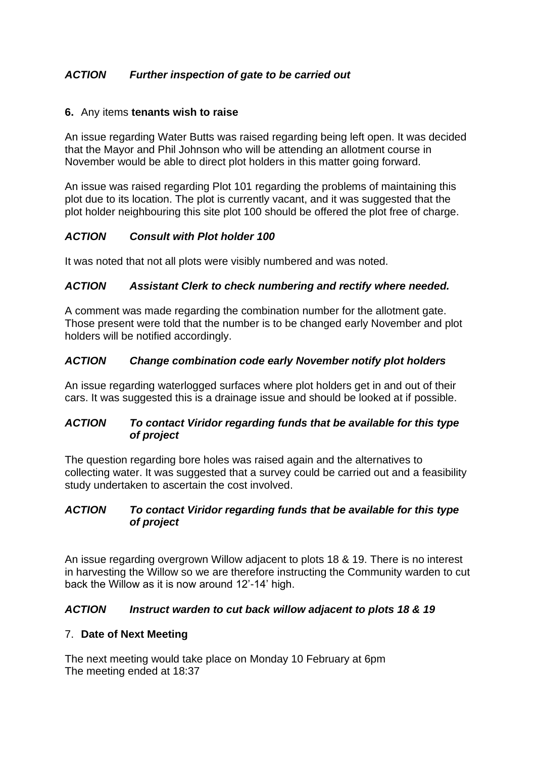***ACTION    Further inspection of gate to be carried out***

**6.** Any items **tenants wish to raise**

An issue regarding Water Butts was raised regarding being left open. It was decided that the Mayor and Phil Johnson who will be attending an allotment course in November would be able to direct plot holders in this matter going forward.

An issue was raised regarding Plot 101 regarding the problems of maintaining this plot due to its location. The plot is currently vacant, and it was suggested that the plot holder neighbouring this site plot 100 should be offered the plot free of charge.

***ACTION    Consult with Plot holder 100***

It was noted that not all plots were visibly numbered and was noted.

***ACTION    Assistant Clerk to check numbering and rectify where needed.***

A comment was made regarding the combination number for the allotment gate. Those present were told that the number is to be changed early November and plot holders will be notified accordingly.

***ACTION    Change combination code early November notify plot holders***

An issue regarding waterlogged surfaces where plot holders get in and out of their cars. It was suggested this is a drainage issue and should be looked at if possible.

***ACTION    To contact Viridor regarding funds that be available for this type of project***

The question regarding bore holes was raised again and the alternatives to collecting water. It was suggested that a survey could be carried out and a feasibility study undertaken to ascertain the cost involved.

***ACTION    To contact Viridor regarding funds that be available for this type of project***

An issue regarding overgrown Willow adjacent to plots 18 & 19. There is no interest in harvesting the Willow so we are therefore instructing the Community warden to cut back the Willow as it is now around 12'-14' high.

***ACTION    Instruct warden to cut back willow adjacent to plots 18 & 19***

7. **Date of Next Meeting**

The next meeting would take place on Monday 10 February at 6pm
The meeting ended at 18:37